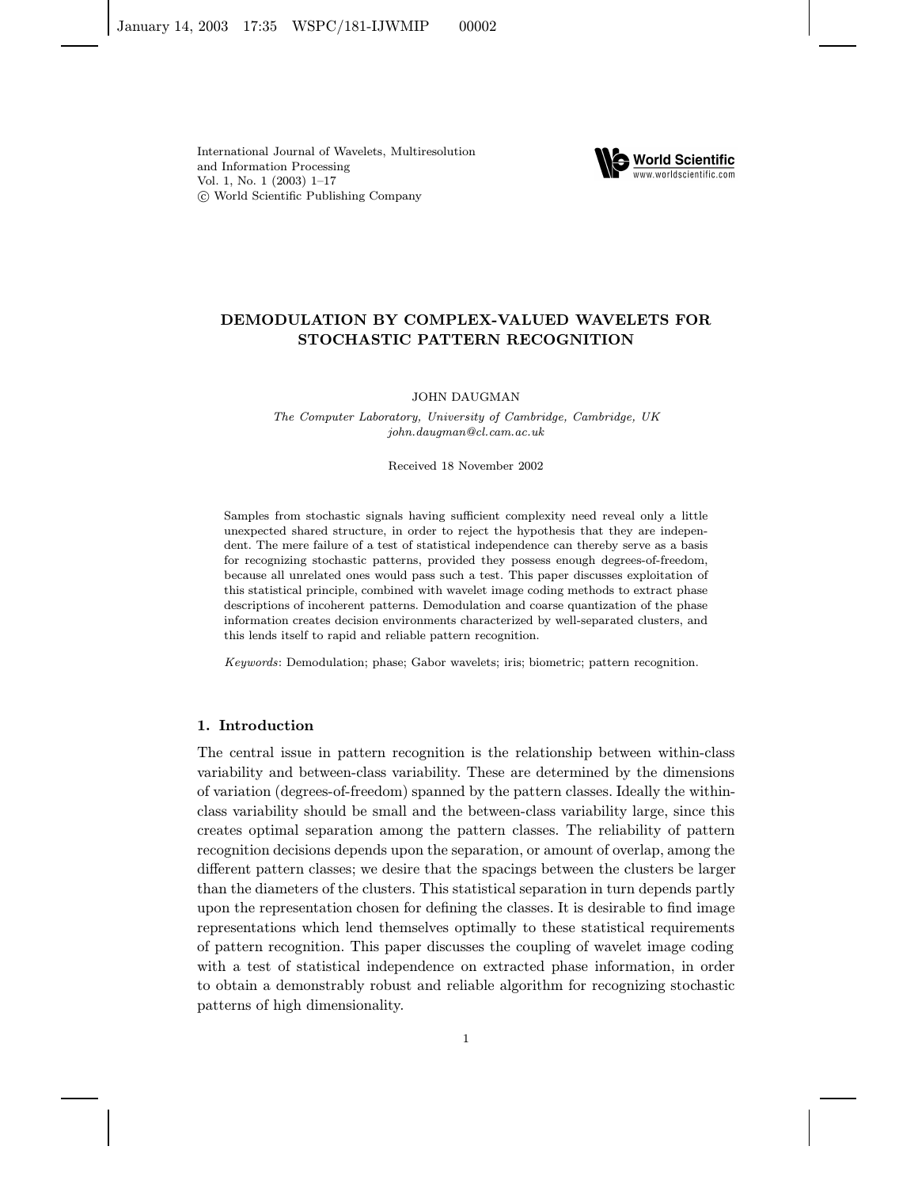# DEMODULATION BY COMPLEX-VALUED WAVELETS FOR STOCHASTIC PATTERN RECOGNITION

JOHN DAUGMAN

*The Computer Laboratory, University of Cambridge, Cambridge, UK*
*john.daugman@cl.cam.ac.uk*

Received 18 November 2002

Samples from stochastic signals having sufficient complexity need reveal only a little unexpected shared structure, in order to reject the hypothesis that they are independent. The mere failure of a test of statistical independence can thereby serve as a basis for recognizing stochastic patterns, provided they possess enough degrees-of-freedom, because all unrelated ones would pass such a test. This paper discusses exploitation of this statistical principle, combined with wavelet image coding methods to extract phase descriptions of incoherent patterns. Demodulation and coarse quantization of the phase information creates decision environments characterized by well-separated clusters, and this lends itself to rapid and reliable pattern recognition.

*Keywords*: Demodulation; phase; Gabor wavelets; iris; biometric; pattern recognition.

## 1. Introduction

The central issue in pattern recognition is the relationship between within-class variability and between-class variability. These are determined by the dimensions of variation (degrees-of-freedom) spanned by the pattern classes. Ideally the within-class variability should be small and the between-class variability large, since this creates optimal separation among the pattern classes. The reliability of pattern recognition decisions depends upon the separation, or amount of overlap, among the different pattern classes; we desire that the spacings between the clusters be larger than the diameters of the clusters. This statistical separation in turn depends partly upon the representation chosen for defining the classes. It is desirable to find image representations which lend themselves optimally to these statistical requirements of pattern recognition. This paper discusses the coupling of wavelet image coding with a test of statistical independence on extracted phase information, in order to obtain a demonstrably robust and reliable algorithm for recognizing stochastic patterns of high dimensionality.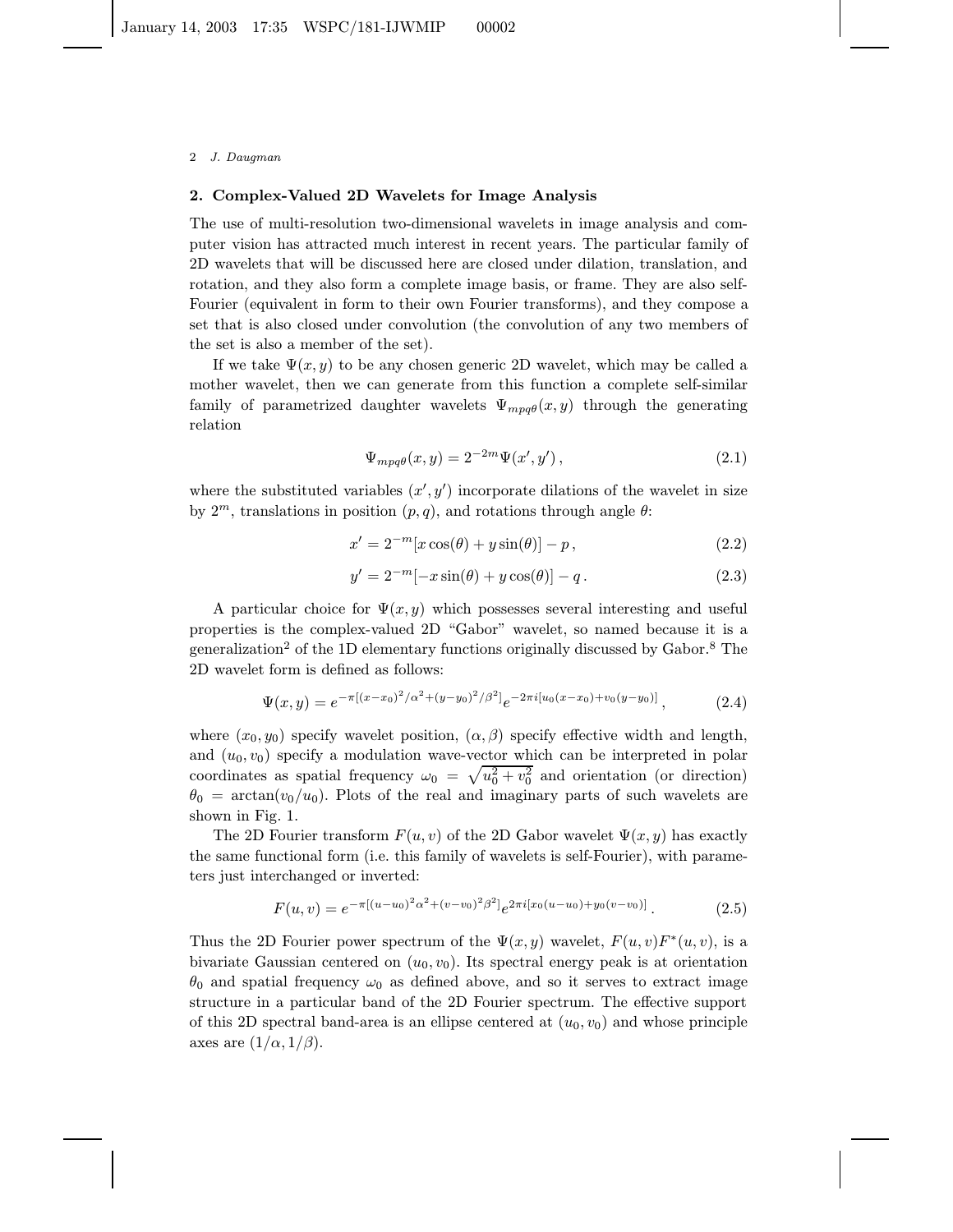## 2. Complex-Valued 2D Wavelets for Image Analysis

The use of multi-resolution two-dimensional wavelets in image analysis and computer vision has attracted much interest in recent years. The particular family of 2D wavelets that will be discussed here are closed under dilation, translation, and rotation, and they also form a complete image basis, or frame. They are also self-Fourier (equivalent in form to their own Fourier transforms), and they compose a set that is also closed under convolution (the convolution of any two members of the set is also a member of the set).

If we take $\Psi(x, y)$ to be any chosen generic 2D wavelet, which may be called a mother wavelet, then we can generate from this function a complete self-similar family of parametrized daughter wavelets $\Psi_{mpq\theta}(x, y)$ through the generating relation

$$\Psi_{mpq\theta}(x, y) = 2^{-2m}\Psi(x', y') , \tag{2.1}$$

where the substituted variables $(x', y')$ incorporate dilations of the wavelet in size by $2^m$, translations in position $(p, q)$, and rotations through angle $\theta$:

$$x' = 2^{-m}[x\cos(\theta) + y\sin(\theta)] - p , \tag{2.2}$$

$$y' = 2^{-m}[-x\sin(\theta) + y\cos(\theta)] - q . \tag{2.3}$$

A particular choice for $\Psi(x, y)$ which possesses several interesting and useful properties is the complex-valued 2D "Gabor" wavelet, so named because it is a generalization[2] of the 1D elementary functions originally discussed by Gabor.[8] The 2D wavelet form is defined as follows:

$$\Psi(x, y) = e^{-\pi[(x-x_0)^2/\alpha^2+(y-y_0)^2/\beta^2]}e^{-2\pi i[u_0(x-x_0)+v_0(y-y_0)]} , \tag{2.4}$$

where $(x_0, y_0)$ specify wavelet position, $(\alpha, \beta)$ specify effective width and length, and $(u_0, v_0)$ specify a modulation wave-vector which can be interpreted in polar coordinates as spatial frequency $\omega_0 = \sqrt{u_0^2 + v_0^2}$ and orientation (or direction) $\theta_0 = \arctan(v_0/u_0)$. Plots of the real and imaginary parts of such wavelets are shown in Fig. 1.

The 2D Fourier transform $F(u, v)$ of the 2D Gabor wavelet $\Psi(x, y)$ has exactly the same functional form (i.e. this family of wavelets is self-Fourier), with parameters just interchanged or inverted:

$$F(u, v) = e^{-\pi[(u-u_0)^2\alpha^2+(v-v_0)^2\beta^2]}e^{2\pi i[x_0(u-u_0)+y_0(v-v_0)]} . \tag{2.5}$$

Thus the 2D Fourier power spectrum of the $\Psi(x, y)$ wavelet, $F(u, v)F^*(u, v)$, is a bivariate Gaussian centered on $(u_0, v_0)$. Its spectral energy peak is at orientation $\theta_0$ and spatial frequency $\omega_0$ as defined above, and so it serves to extract image structure in a particular band of the 2D Fourier spectrum. The effective support of this 2D spectral band-area is an ellipse centered at $(u_0, v_0)$ and whose principle axes are $(1/\alpha, 1/\beta)$.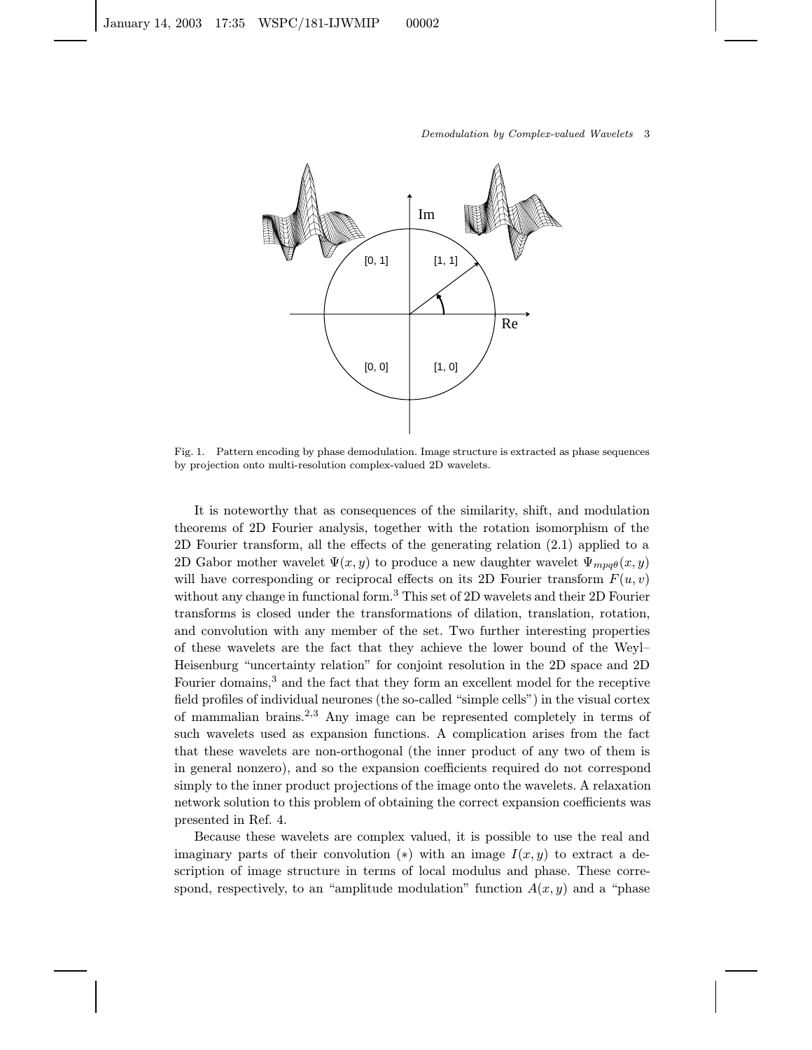Fig. 1. Pattern encoding by phase demodulation. Image structure is extracted as phase sequences by projection onto multi-resolution complex-valued 2D wavelets.

It is noteworthy that as consequences of the similarity, shift, and modulation theorems of 2D Fourier analysis, together with the rotation isomorphism of the 2D Fourier transform, all the effects of the generating relation (2.1) applied to a 2D Gabor mother wavelet $\Psi(x, y)$ to produce a new daughter wavelet $\Psi_{mpq\theta}(x, y)$ will have corresponding or reciprocal effects on its 2D Fourier transform $F(u, v)$ without any change in functional form.[3] This set of 2D wavelets and their 2D Fourier transforms is closed under the transformations of dilation, translation, rotation, and convolution with any member of the set. Two further interesting properties of these wavelets are the fact that they achieve the lower bound of the Weyl–Heisenberg "uncertainty relation" for conjoint resolution in the 2D space and 2D Fourier domains,[3] and the fact that they form an excellent model for the receptive field profiles of individual neurones (the so-called "simple cells") in the visual cortex of mammalian brains.[2,3] Any image can be represented completely in terms of such wavelets used as expansion functions. A complication arises from the fact that these wavelets are non-orthogonal (the inner product of any two of them is in general nonzero), and so the expansion coefficients required do not correspond simply to the inner product projections of the image onto the wavelets. A relaxation network solution to this problem of obtaining the correct expansion coefficients was presented in Ref. 4.

Because these wavelets are complex valued, it is possible to use the real and imaginary parts of their convolution ($*$) with an image $I(x, y)$ to extract a description of image structure in terms of local modulus and phase. These correspond, respectively, to an "amplitude modulation" function $A(x, y)$ and a "phase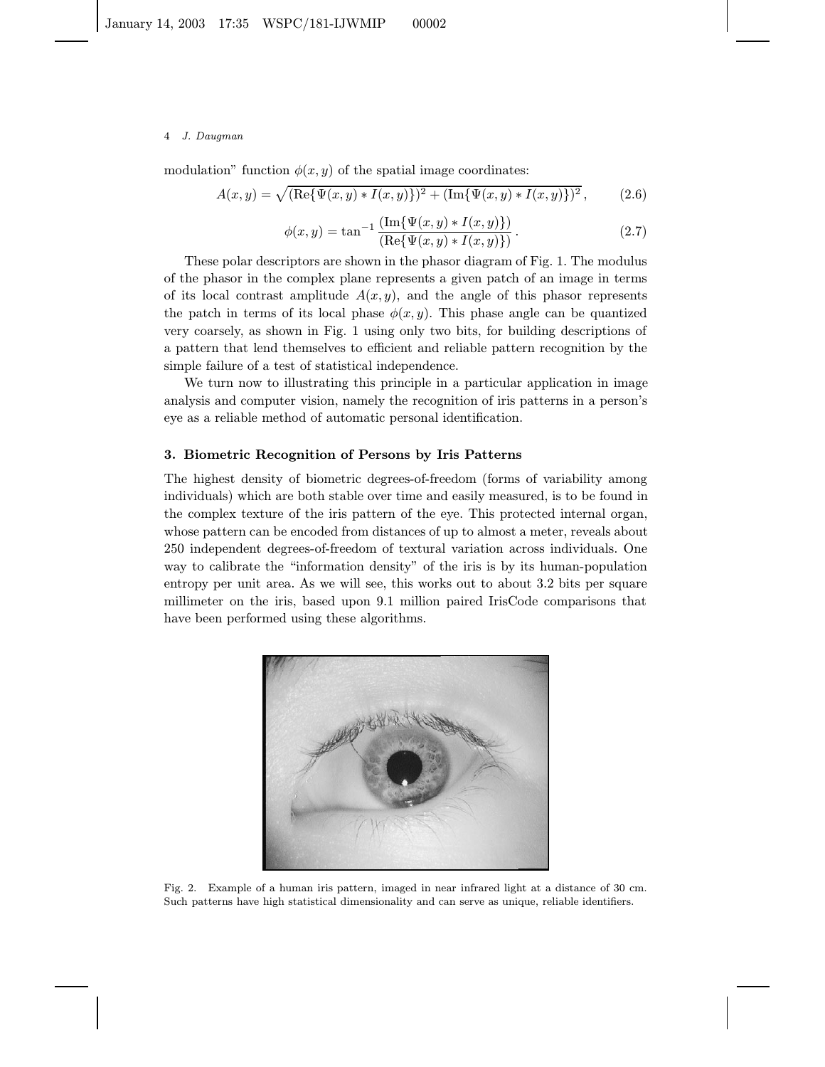modulation" function $\phi(x,y)$ of the spatial image coordinates:

$$A(x,y) = \sqrt{(\mathrm{Re}\{\Psi(x,y) * I(x,y)\})^2 + (\mathrm{Im}\{\Psi(x,y) * I(x,y)\})^2}\,, \tag{2.6}$$

$$\phi(x,y) = \tan^{-1} \frac{(\mathrm{Im}\{\Psi(x,y) * I(x,y)\})}{(\mathrm{Re}\{\Psi(x,y) * I(x,y)\})}\,. \tag{2.7}$$

These polar descriptors are shown in the phasor diagram of Fig. 1. The modulus of the phasor in the complex plane represents a given patch of an image in terms of its local contrast amplitude $A(x,y)$, and the angle of this phasor represents the patch in terms of its local phase $\phi(x,y)$. This phase angle can be quantized very coarsely, as shown in Fig. 1 using only two bits, for building descriptions of a pattern that lend themselves to efficient and reliable pattern recognition by the simple failure of a test of statistical independence.

We turn now to illustrating this principle in a particular application in image analysis and computer vision, namely the recognition of iris patterns in a person's eye as a reliable method of automatic personal identification.

## 3. Biometric Recognition of Persons by Iris Patterns

The highest density of biometric degrees-of-freedom (forms of variability among individuals) which are both stable over time and easily measured, is to be found in the complex texture of the iris pattern of the eye. This protected internal organ, whose pattern can be encoded from distances of up to almost a meter, reveals about 250 independent degrees-of-freedom of textural variation across individuals. One way to calibrate the "information density" of the iris is by its human-population entropy per unit area. As we will see, this works out to about 3.2 bits per square millimeter on the iris, based upon 9.1 million paired IrisCode comparisons that have been performed using these algorithms.

Fig. 2. Example of a human iris pattern, imaged in near infrared light at a distance of 30 cm. Such patterns have high statistical dimensionality and can serve as unique, reliable identifiers.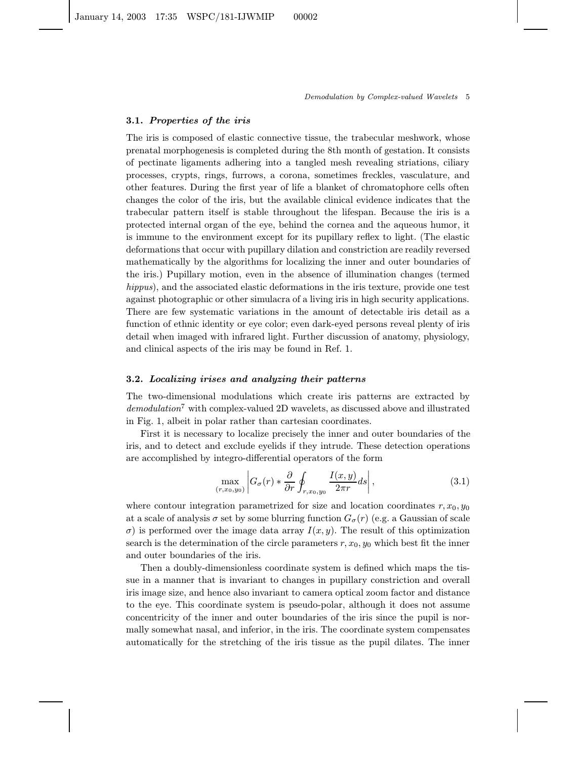### 3.1. *Properties of the iris*

The iris is composed of elastic connective tissue, the trabecular meshwork, whose prenatal morphogenesis is completed during the 8th month of gestation. It consists of pectinate ligaments adhering into a tangled mesh revealing striations, ciliary processes, crypts, rings, furrows, a corona, sometimes freckles, vasculature, and other features. During the first year of life a blanket of chromatophore cells often changes the color of the iris, but the available clinical evidence indicates that the trabecular pattern itself is stable throughout the lifespan. Because the iris is a protected internal organ of the eye, behind the cornea and the aqueous humor, it is immune to the environment except for its pupillary reflex to light. (The elastic deformations that occur with pupillary dilation and constriction are readily reversed mathematically by the algorithms for localizing the inner and outer boundaries of the iris.) Pupillary motion, even in the absence of illumination changes (termed *hippus*), and the associated elastic deformations in the iris texture, provide one test against photographic or other simulacra of a living iris in high security applications. There are few systematic variations in the amount of detectable iris detail as a function of ethnic identity or eye color; even dark-eyed persons reveal plenty of iris detail when imaged with infrared light. Further discussion of anatomy, physiology, and clinical aspects of the iris may be found in Ref. 1.

### 3.2. *Localizing irises and analyzing their patterns*

The two-dimensional modulations which create iris patterns are extracted by *demodulation*[7] with complex-valued 2D wavelets, as discussed above and illustrated in Fig. 1, albeit in polar rather than cartesian coordinates.

First it is necessary to localize precisely the inner and outer boundaries of the iris, and to detect and exclude eyelids if they intrude. These detection operations are accomplished by integro-differential operators of the form

$$\max_{(r,x_0,y_0)} \left| G_\sigma(r) * \frac{\partial}{\partial r} \oint_{r,x_0,y_0} \frac{I(x,y)}{2\pi r} ds \right| , \tag{3.1}$$

where contour integration parametrized for size and location coordinates $r, x_0, y_0$ at a scale of analysis $\sigma$ set by some blurring function $G_\sigma(r)$ (e.g. a Gaussian of scale $\sigma$) is performed over the image data array $I(x, y)$. The result of this optimization search is the determination of the circle parameters $r, x_0, y_0$ which best fit the inner and outer boundaries of the iris.

Then a doubly-dimensionless coordinate system is defined which maps the tissue in a manner that is invariant to changes in pupillary constriction and overall iris image size, and hence also invariant to camera optical zoom factor and distance to the eye. This coordinate system is pseudo-polar, although it does not assume concentricity of the inner and outer boundaries of the iris since the pupil is normally somewhat nasal, and inferior, in the iris. The coordinate system compensates automatically for the stretching of the iris tissue as the pupil dilates. The inner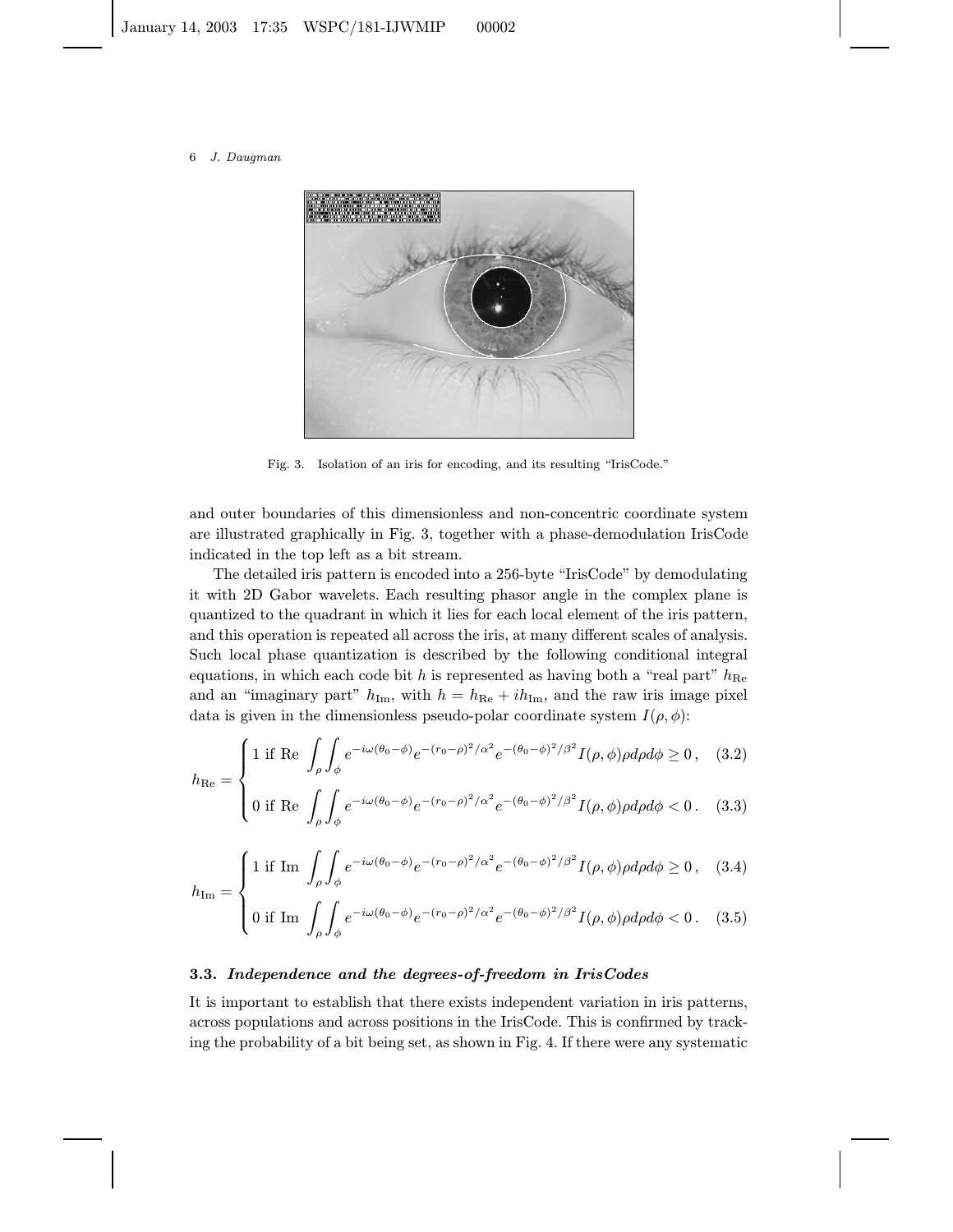Fig. 3. Isolation of an iris for encoding, and its resulting "IrisCode."

and outer boundaries of this dimensionless and non-concentric coordinate system are illustrated graphically in Fig. 3, together with a phase-demodulation IrisCode indicated in the top left as a bit stream.

The detailed iris pattern is encoded into a 256-byte "IrisCode" by demodulating it with 2D Gabor wavelets. Each resulting phasor angle in the complex plane is quantized to the quadrant in which it lies for each local element of the iris pattern, and this operation is repeated all across the iris, at many different scales of analysis. Such local phase quantization is described by the following conditional integral equations, in which each code bit $h$ is represented as having both a "real part" $h_{\mathrm{Re}}$ and an "imaginary part" $h_{\mathrm{Im}}$, with $h = h_{\mathrm{Re}} + ih_{\mathrm{Im}}$, and the raw iris image pixel data is given in the dimensionless pseudo-polar coordinate system $I(\rho, \phi)$:

$$h_{\mathrm{Re}} = \begin{cases} 1 \text{ if Re } \displaystyle\int_\rho \int_\phi e^{-i\omega(\theta_0-\phi)} e^{-(r_0-\rho)^2/\alpha^2} e^{-(\theta_0-\phi)^2/\beta^2} I(\rho,\phi)\rho d\rho d\phi \geq 0\,, & (3.2) \\ 0 \text{ if Re } \displaystyle\int_\rho \int_\phi e^{-i\omega(\theta_0-\phi)} e^{-(r_0-\rho)^2/\alpha^2} e^{-(\theta_0-\phi)^2/\beta^2} I(\rho,\phi)\rho d\rho d\phi < 0\,. & (3.3) \end{cases}$$

$$h_{\mathrm{Im}} = \begin{cases} 1 \text{ if Im } \displaystyle\int_\rho \int_\phi e^{-i\omega(\theta_0-\phi)} e^{-(r_0-\rho)^2/\alpha^2} e^{-(\theta_0-\phi)^2/\beta^2} I(\rho,\phi)\rho d\rho d\phi \geq 0\,, & (3.4) \\ 0 \text{ if Im } \displaystyle\int_\rho \int_\phi e^{-i\omega(\theta_0-\phi)} e^{-(r_0-\rho)^2/\alpha^2} e^{-(\theta_0-\phi)^2/\beta^2} I(\rho,\phi)\rho d\rho d\phi < 0\,. & (3.5) \end{cases}$$

### 3.3. *Independence and the degrees-of-freedom in IrisCodes*

It is important to establish that there exists independent variation in iris patterns, across populations and across positions in the IrisCode. This is confirmed by tracking the probability of a bit being set, as shown in Fig. 4. If there were any systematic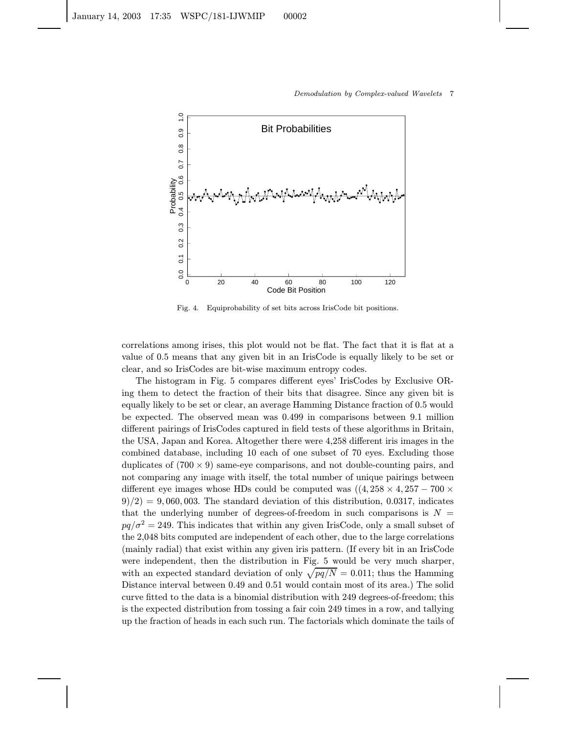Fig. 4. Equiprobability of set bits across IrisCode bit positions.

correlations among irises, this plot would not be flat. The fact that it is flat at a value of 0.5 means that any given bit in an IrisCode is equally likely to be set or clear, and so IrisCodes are bit-wise maximum entropy codes.

The histogram in Fig. 5 compares different eyes' IrisCodes by Exclusive OR-ing them to detect the fraction of their bits that disagree. Since any given bit is equally likely to be set or clear, an average Hamming Distance fraction of 0.5 would be expected. The observed mean was 0.499 in comparisons between 9.1 million different pairings of IrisCodes captured in field tests of these algorithms in Britain, the USA, Japan and Korea. Altogether there were 4,258 different iris images in the combined database, including 10 each of one subset of 70 eyes. Excluding those duplicates of $(700 \times 9)$ same-eye comparisons, and not double-counting pairs, and not comparing any image with itself, the total number of unique pairings between different eye images whose HDs could be computed was $((4,258 \times 4,257 - 700 \times 9)/2) = 9,060,003$. The standard deviation of this distribution, 0.0317, indicates that the underlying number of degrees-of-freedom in such comparisons is $N = pq/\sigma^2 = 249$. This indicates that within any given IrisCode, only a small subset of the 2,048 bits computed are independent of each other, due to the large correlations (mainly radial) that exist within any given iris pattern. (If every bit in an IrisCode were independent, then the distribution in Fig. 5 would be very much sharper, with an expected standard deviation of only $\sqrt{pq/N} = 0.011$; thus the Hamming Distance interval between 0.49 and 0.51 would contain most of its area.) The solid curve fitted to the data is a binomial distribution with 249 degrees-of-freedom; this is the expected distribution from tossing a fair coin 249 times in a row, and tallying up the fraction of heads in each such run. The factorials which dominate the tails of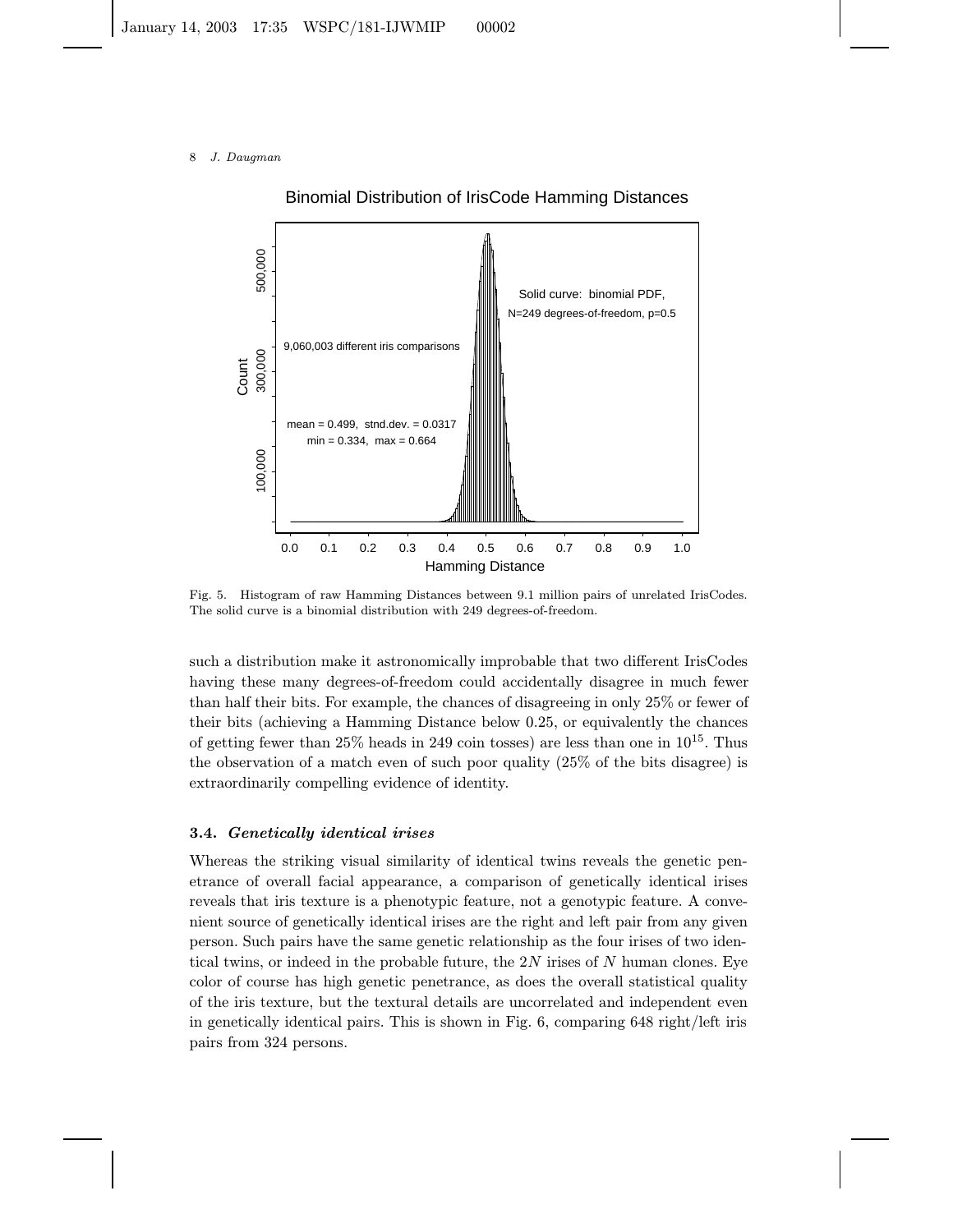Fig. 5. Histogram of raw Hamming Distances between 9.1 million pairs of unrelated IrisCodes. The solid curve is a binomial distribution with 249 degrees-of-freedom.

such a distribution make it astronomically improbable that two different IrisCodes having these many degrees-of-freedom could accidentally disagree in much fewer than half their bits. For example, the chances of disagreeing in only 25% or fewer of their bits (achieving a Hamming Distance below 0.25, or equivalently the chances of getting fewer than 25% heads in 249 coin tosses) are less than one in $10^{15}$. Thus the observation of a match even of such poor quality (25% of the bits disagree) is extraordinarily compelling evidence of identity.

### 3.4. *Genetically identical irises*

Whereas the striking visual similarity of identical twins reveals the genetic penetrance of overall facial appearance, a comparison of genetically identical irises reveals that iris texture is a phenotypic feature, not a genotypic feature. A convenient source of genetically identical irises are the right and left pair from any given person. Such pairs have the same genetic relationship as the four irises of two identical twins, or indeed in the probable future, the $2N$ irises of $N$ human clones. Eye color of course has high genetic penetrance, as does the overall statistical quality of the iris texture, but the textural details are uncorrelated and independent even in genetically identical pairs. This is shown in Fig. 6, comparing 648 right/left iris pairs from 324 persons.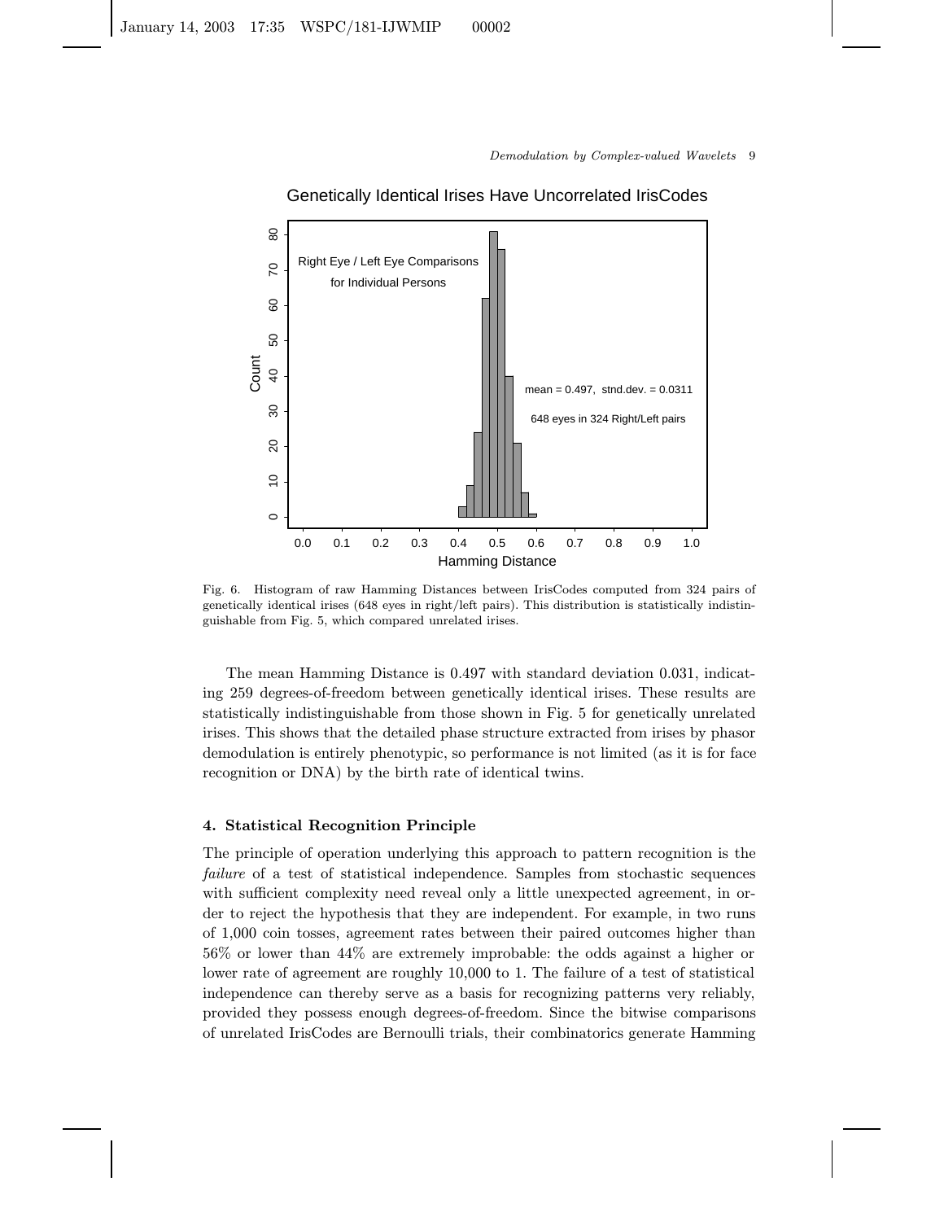Fig. 6. Histogram of raw Hamming Distances between IrisCodes computed from 324 pairs of genetically identical irises (648 eyes in right/left pairs). This distribution is statistically indistinguishable from Fig. 5, which compared unrelated irises.

The mean Hamming Distance is 0.497 with standard deviation 0.031, indicating 259 degrees-of-freedom between genetically identical irises. These results are statistically indistinguishable from those shown in Fig. 5 for genetically unrelated irises. This shows that the detailed phase structure extracted from irises by phasor demodulation is entirely phenotypic, so performance is not limited (as it is for face recognition or DNA) by the birth rate of identical twins.

## 4. Statistical Recognition Principle

The principle of operation underlying this approach to pattern recognition is the *failure* of a test of statistical independence. Samples from stochastic sequences with sufficient complexity need reveal only a little unexpected agreement, in order to reject the hypothesis that they are independent. For example, in two runs of 1,000 coin tosses, agreement rates between their paired outcomes higher than 56% or lower than 44% are extremely improbable: the odds against a higher or lower rate of agreement are roughly 10,000 to 1. The failure of a test of statistical independence can thereby serve as a basis for recognizing patterns very reliably, provided they possess enough degrees-of-freedom. Since the bitwise comparisons of unrelated IrisCodes are Bernoulli trials, their combinatorics generate Hamming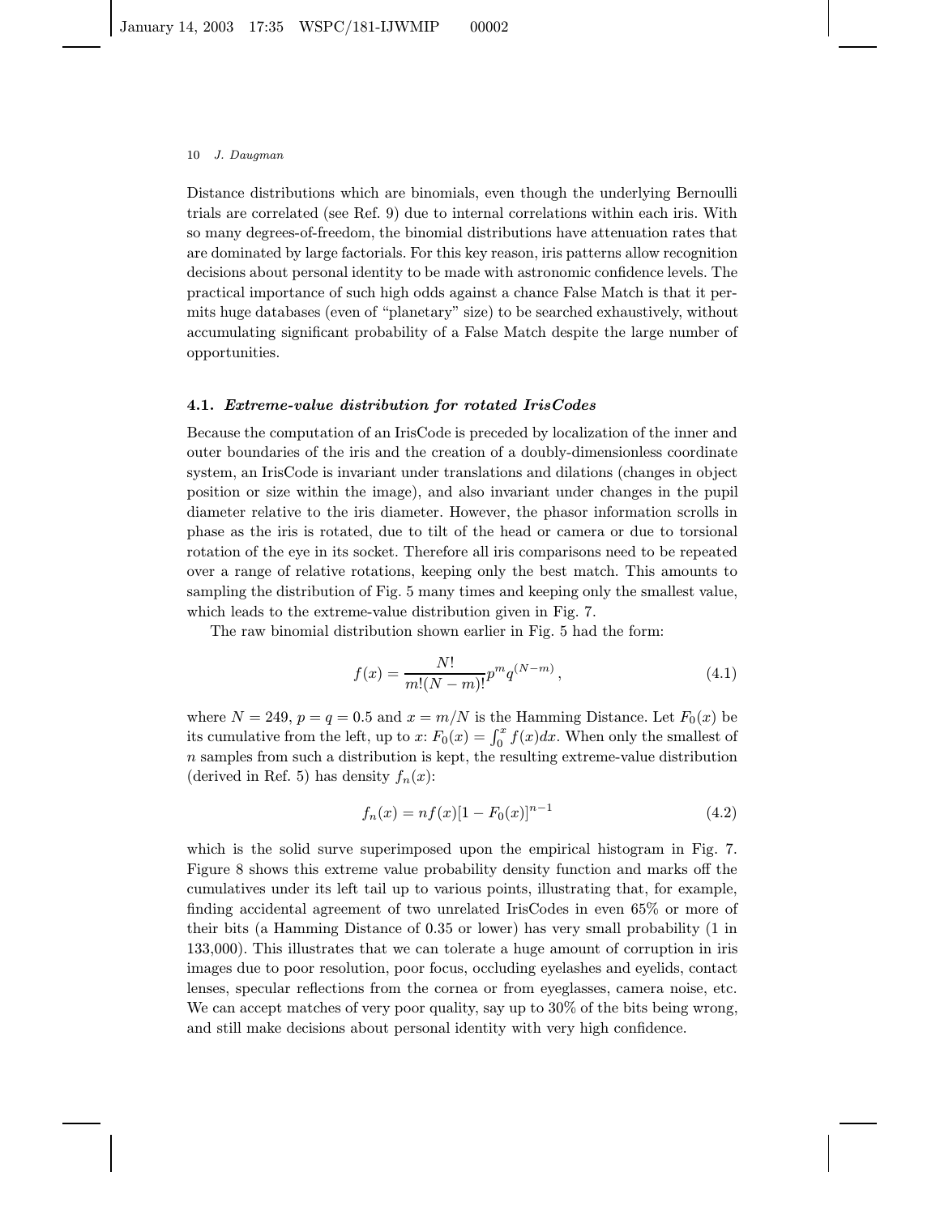Distance distributions which are binomials, even though the underlying Bernoulli trials are correlated (see Ref. 9) due to internal correlations within each iris. With so many degrees-of-freedom, the binomial distributions have attenuation rates that are dominated by large factorials. For this key reason, iris patterns allow recognition decisions about personal identity to be made with astronomic confidence levels. The practical importance of such high odds against a chance False Match is that it permits huge databases (even of "planetary" size) to be searched exhaustively, without accumulating significant probability of a False Match despite the large number of opportunities.

### 4.1. *Extreme-value distribution for rotated IrisCodes*

Because the computation of an IrisCode is preceded by localization of the inner and outer boundaries of the iris and the creation of a doubly-dimensionless coordinate system, an IrisCode is invariant under translations and dilations (changes in object position or size within the image), and also invariant under changes in the pupil diameter relative to the iris diameter. However, the phasor information scrolls in phase as the iris is rotated, due to tilt of the head or camera or due to torsional rotation of the eye in its socket. Therefore all iris comparisons need to be repeated over a range of relative rotations, keeping only the best match. This amounts to sampling the distribution of Fig. 5 many times and keeping only the smallest value, which leads to the extreme-value distribution given in Fig. 7.

The raw binomial distribution shown earlier in Fig. 5 had the form:

$$f(x) = \frac{N!}{m!(N-m)!} p^m q^{(N-m)}\,, \tag{4.1}$$

where $N = 249$, $p = q = 0.5$ and $x = m/N$ is the Hamming Distance. Let $F_0(x)$ be its cumulative from the left, up to $x$: $F_0(x) = \int_0^x f(x)dx$. When only the smallest of $n$ samples from such a distribution is kept, the resulting extreme-value distribution (derived in Ref. 5) has density $f_n(x)$:

$$f_n(x) = nf(x)[1 - F_0(x)]^{n-1} \tag{4.2}$$

which is the solid surve superimposed upon the empirical histogram in Fig. 7. Figure 8 shows this extreme value probability density function and marks off the cumulatives under its left tail up to various points, illustrating that, for example, finding accidental agreement of two unrelated IrisCodes in even 65% or more of their bits (a Hamming Distance of 0.35 or lower) has very small probability (1 in 133,000). This illustrates that we can tolerate a huge amount of corruption in iris images due to poor resolution, poor focus, occluding eyelashes and eyelids, contact lenses, specular reflections from the cornea or from eyeglasses, camera noise, etc. We can accept matches of very poor quality, say up to 30% of the bits being wrong, and still make decisions about personal identity with very high confidence.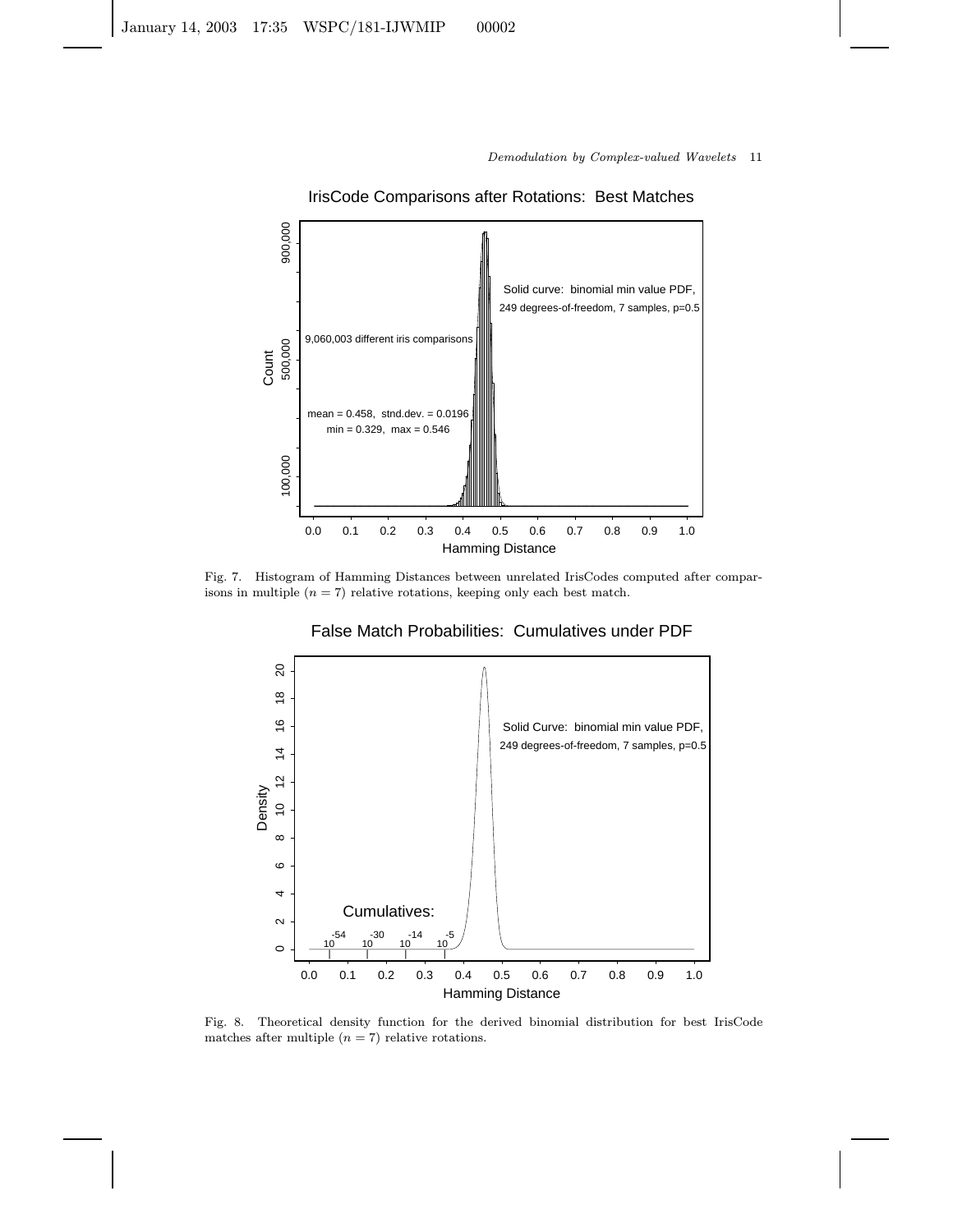Fig. 7. Histogram of Hamming Distances between unrelated IrisCodes computed after comparisons in multiple ($n = 7$) relative rotations, keeping only each best match.

Fig. 8. Theoretical density function for the derived binomial distribution for best IrisCode matches after multiple ($n = 7$) relative rotations.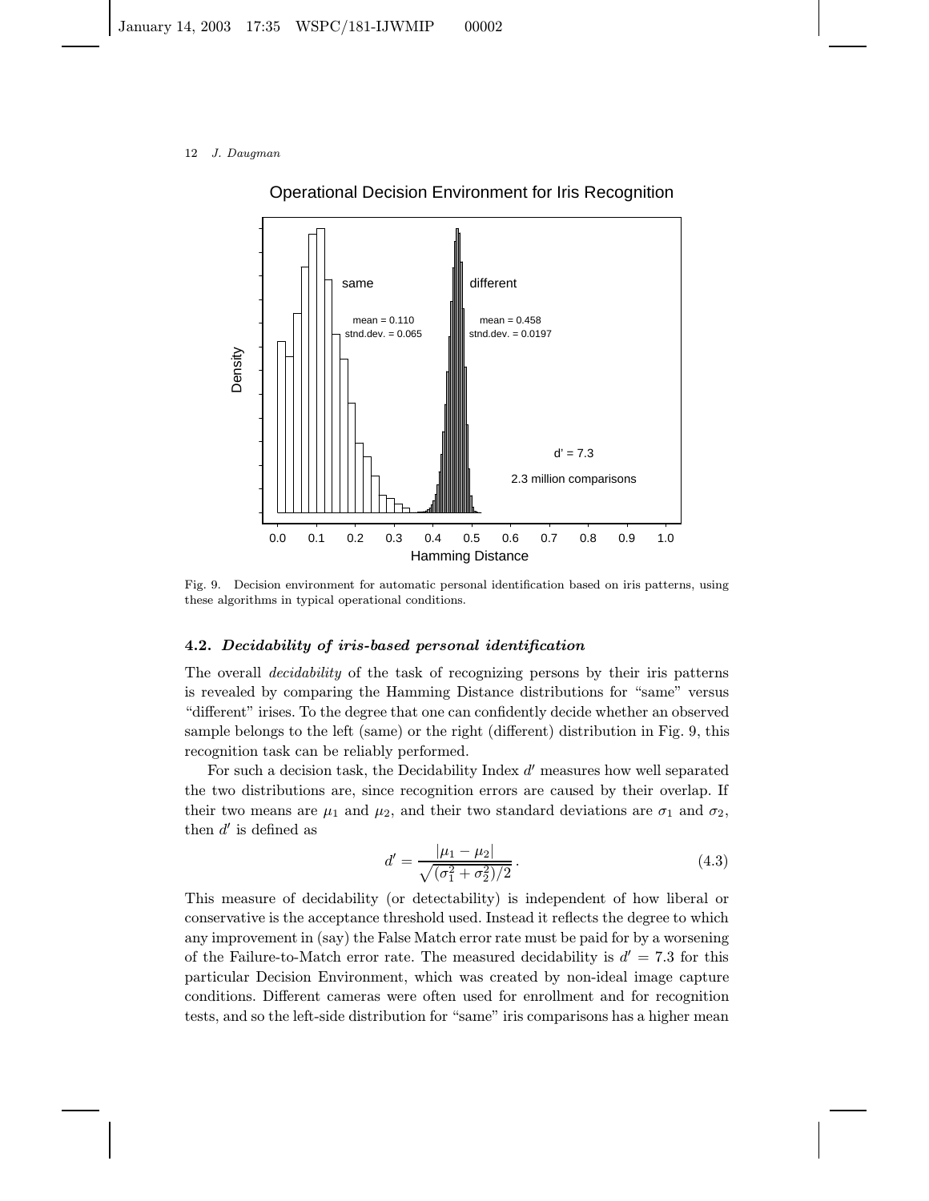Fig. 9. Decision environment for automatic personal identification based on iris patterns, using these algorithms in typical operational conditions.

### 4.2. *Decidability of iris-based personal identification*

The overall *decidability* of the task of recognizing persons by their iris patterns is revealed by comparing the Hamming Distance distributions for "same" versus "different" irises. To the degree that one can confidently decide whether an observed sample belongs to the left (same) or the right (different) distribution in Fig. 9, this recognition task can be reliably performed.

For such a decision task, the Decidability Index $d'$ measures how well separated the two distributions are, since recognition errors are caused by their overlap. If their two means are $\mu_1$ and $\mu_2$, and their two standard deviations are $\sigma_1$ and $\sigma_2$, then $d'$ is defined as

$$d' = \frac{|\mu_1 - \mu_2|}{\sqrt{(\sigma_1^2 + \sigma_2^2)/2}}\,. \tag{4.3}$$

This measure of decidability (or detectability) is independent of how liberal or conservative is the acceptance threshold used. Instead it reflects the degree to which any improvement in (say) the False Match error rate must be paid for by a worsening of the Failure-to-Match error rate. The measured decidability is $d' = 7.3$ for this particular Decision Environment, which was created by non-ideal image capture conditions. Different cameras were often used for enrollment and for recognition tests, and so the left-side distribution for "same" iris comparisons has a higher mean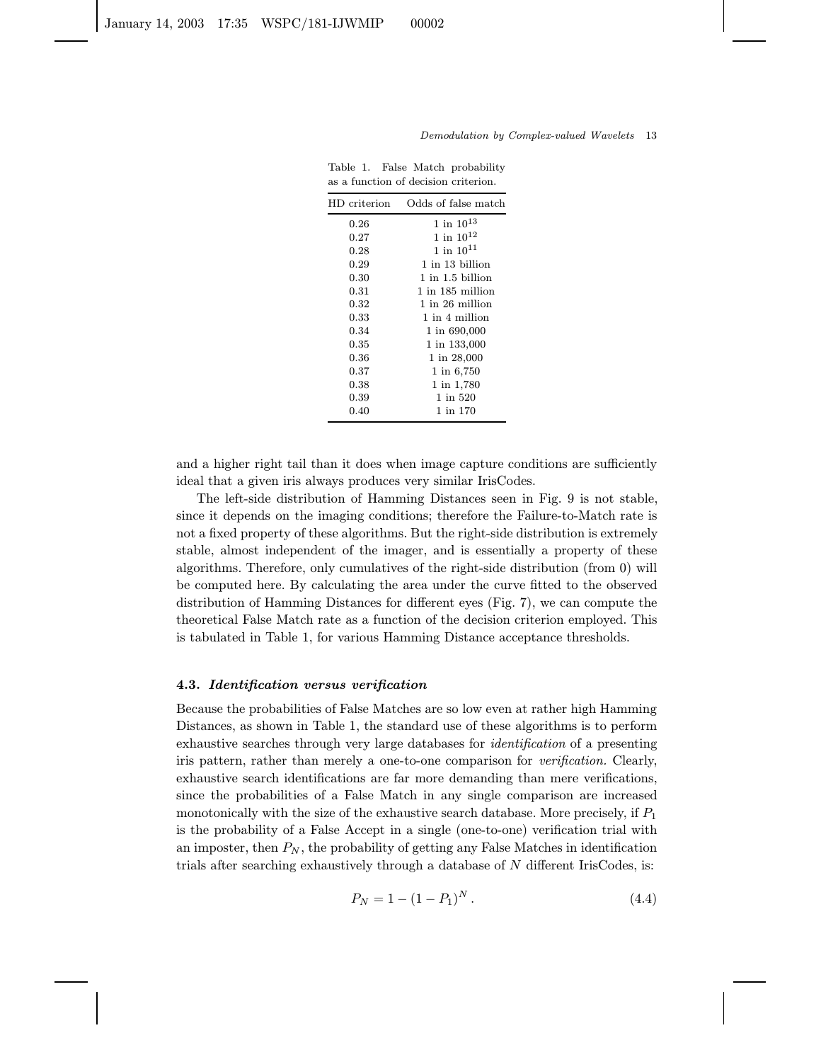Table 1. False Match probability as a function of decision criterion.

| HD criterion | Odds of false match |
|---|---|
| 0.26 | 1 in $10^{13}$ |
| 0.27 | 1 in $10^{12}$ |
| 0.28 | 1 in $10^{11}$ |
| 0.29 | 1 in 13 billion |
| 0.30 | 1 in 1.5 billion |
| 0.31 | 1 in 185 million |
| 0.32 | 1 in 26 million |
| 0.33 | 1 in 4 million |
| 0.34 | 1 in 690,000 |
| 0.35 | 1 in 133,000 |
| 0.36 | 1 in 28,000 |
| 0.37 | 1 in 6,750 |
| 0.38 | 1 in 1,780 |
| 0.39 | 1 in 520 |
| 0.40 | 1 in 170 |

and a higher right tail than it does when image capture conditions are sufficiently ideal that a given iris always produces very similar IrisCodes.

The left-side distribution of Hamming Distances seen in Fig. 9 is not stable, since it depends on the imaging conditions; therefore the Failure-to-Match rate is not a fixed property of these algorithms. But the right-side distribution is extremely stable, almost independent of the imager, and is essentially a property of these algorithms. Therefore, only cumulatives of the right-side distribution (from 0) will be computed here. By calculating the area under the curve fitted to the observed distribution of Hamming Distances for different eyes (Fig. 7), we can compute the theoretical False Match rate as a function of the decision criterion employed. This is tabulated in Table 1, for various Hamming Distance acceptance thresholds.

### 4.3. *Identification versus verification*

Because the probabilities of False Matches are so low even at rather high Hamming Distances, as shown in Table 1, the standard use of these algorithms is to perform exhaustive searches through very large databases for *identification* of a presenting iris pattern, rather than merely a one-to-one comparison for *verification*. Clearly, exhaustive search identifications are far more demanding than mere verifications, since the probabilities of a False Match in any single comparison are increased monotonically with the size of the exhaustive search database. More precisely, if $P_1$ is the probability of a False Accept in a single (one-to-one) verification trial with an imposter, then $P_N$, the probability of getting any False Matches in identification trials after searching exhaustively through a database of $N$ different IrisCodes, is:

$$P_N = 1 - (1 - P_1)^N . \tag{4.4}$$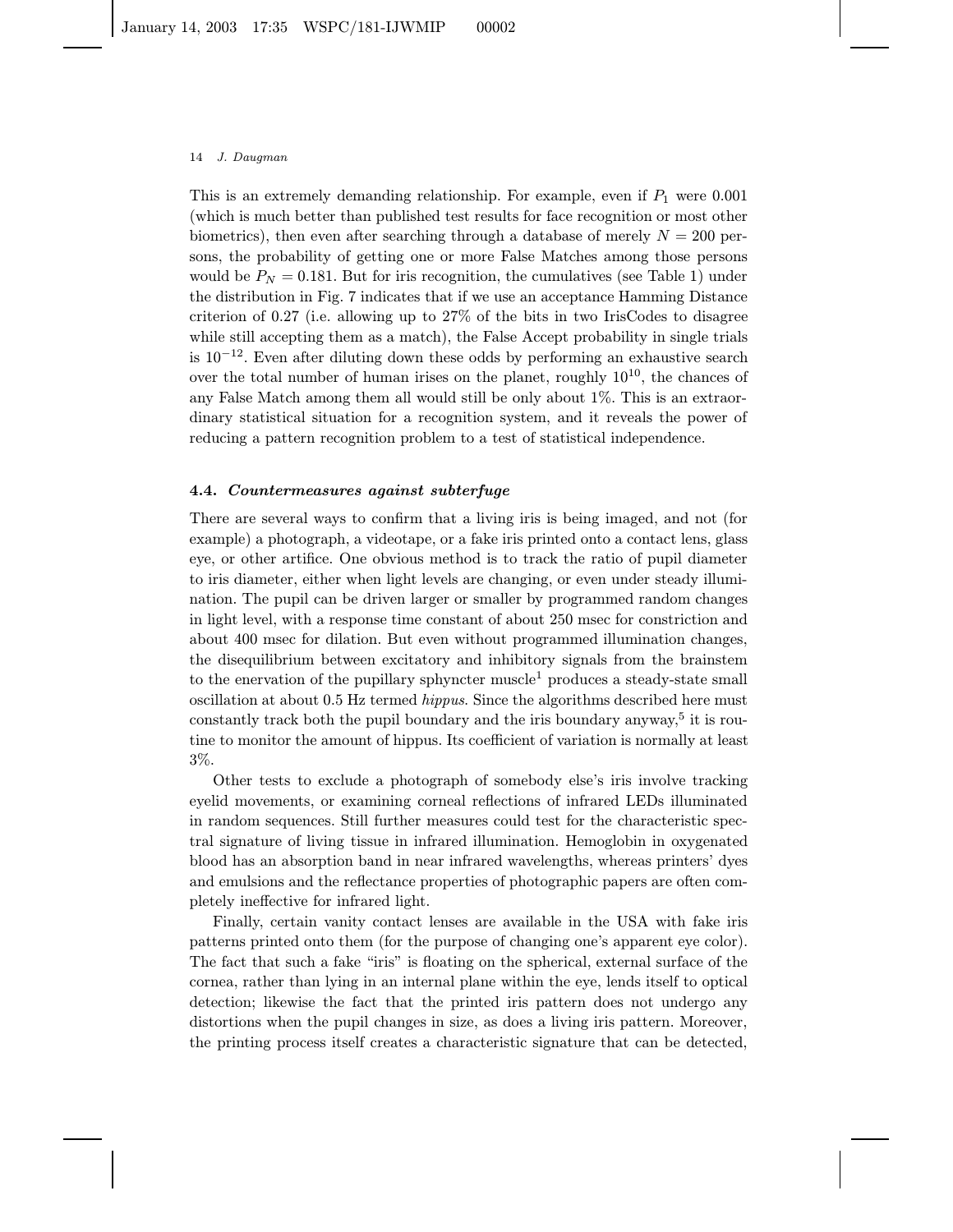This is an extremely demanding relationship. For example, even if $P_1$ were 0.001 (which is much better than published test results for face recognition or most other biometrics), then even after searching through a database of merely $N = 200$ persons, the probability of getting one or more False Matches among those persons would be $P_N = 0.181$. But for iris recognition, the cumulatives (see Table 1) under the distribution in Fig. 7 indicates that if we use an acceptance Hamming Distance criterion of 0.27 (i.e. allowing up to 27% of the bits in two IrisCodes to disagree while still accepting them as a match), the False Accept probability in single trials is $10^{-12}$. Even after diluting down these odds by performing an exhaustive search over the total number of human irises on the planet, roughly $10^{10}$, the chances of any False Match among them all would still be only about 1%. This is an extraordinary statistical situation for a recognition system, and it reveals the power of reducing a pattern recognition problem to a test of statistical independence.

### 4.4. *Countermeasures against subterfuge*

There are several ways to confirm that a living iris is being imaged, and not (for example) a photograph, a videotape, or a fake iris printed onto a contact lens, glass eye, or other artifice. One obvious method is to track the ratio of pupil diameter to iris diameter, either when light levels are changing, or even under steady illumination. The pupil can be driven larger or smaller by programmed random changes in light level, with a response time constant of about 250 msec for constriction and about 400 msec for dilation. But even without programmed illumination changes, the disequilibrium between excitatory and inhibitory signals from the brainstem to the enervation of the pupillary sphyncter muscle[1] produces a steady-state small oscillation at about 0.5 Hz termed *hippus*. Since the algorithms described here must constantly track both the pupil boundary and the iris boundary anyway,[5] it is routine to monitor the amount of hippus. Its coefficient of variation is normally at least 3%.

Other tests to exclude a photograph of somebody else's iris involve tracking eyelid movements, or examining corneal reflections of infrared LEDs illuminated in random sequences. Still further measures could test for the characteristic spectral signature of living tissue in infrared illumination. Hemoglobin in oxygenated blood has an absorption band in near infrared wavelengths, whereas printers' dyes and emulsions and the reflectance properties of photographic papers are often completely ineffective for infrared light.

Finally, certain vanity contact lenses are available in the USA with fake iris patterns printed onto them (for the purpose of changing one's apparent eye color). The fact that such a fake "iris" is floating on the spherical, external surface of the cornea, rather than lying in an internal plane within the eye, lends itself to optical detection; likewise the fact that the printed iris pattern does not undergo any distortions when the pupil changes in size, as does a living iris pattern. Moreover, the printing process itself creates a characteristic signature that can be detected,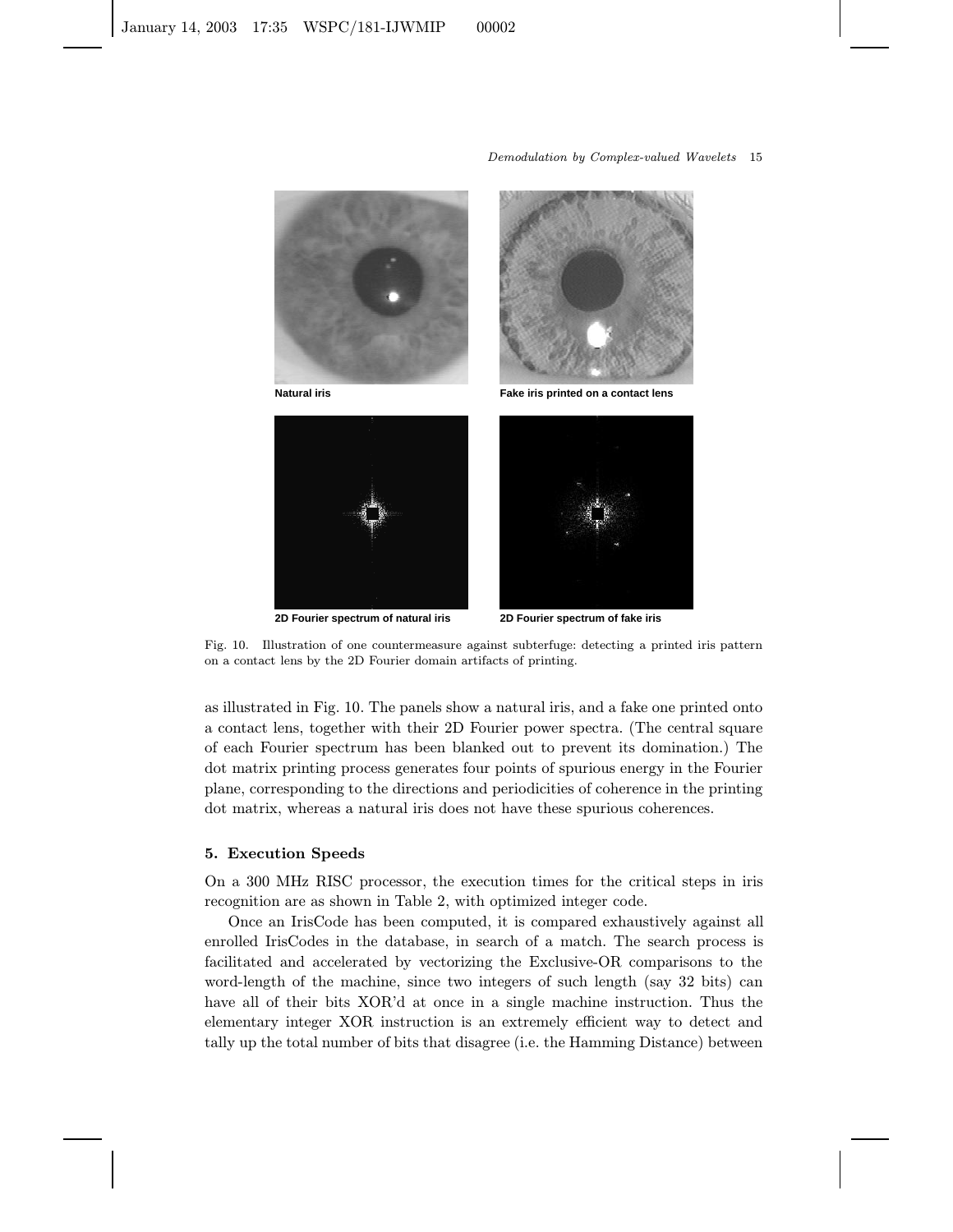Natural iris

Fake iris printed on a contact lens

2D Fourier spectrum of natural iris

2D Fourier spectrum of fake iris

Fig. 10. Illustration of one countermeasure against subterfuge: detecting a printed iris pattern on a contact lens by the 2D Fourier domain artifacts of printing.

as illustrated in Fig. 10. The panels show a natural iris, and a fake one printed onto a contact lens, together with their 2D Fourier power spectra. (The central square of each Fourier spectrum has been blanked out to prevent its domination.) The dot matrix printing process generates four points of spurious energy in the Fourier plane, corresponding to the directions and periodicities of coherence in the printing dot matrix, whereas a natural iris does not have these spurious coherences.

## 5. Execution Speeds

On a 300 MHz RISC processor, the execution times for the critical steps in iris recognition are as shown in Table 2, with optimized integer code.

Once an IrisCode has been computed, it is compared exhaustively against all enrolled IrisCodes in the database, in search of a match. The search process is facilitated and accelerated by vectorizing the Exclusive-OR comparisons to the word-length of the machine, since two integers of such length (say 32 bits) can have all of their bits XOR'd at once in a single machine instruction. Thus the elementary integer XOR instruction is an extremely efficient way to detect and tally up the total number of bits that disagree (i.e. the Hamming Distance) between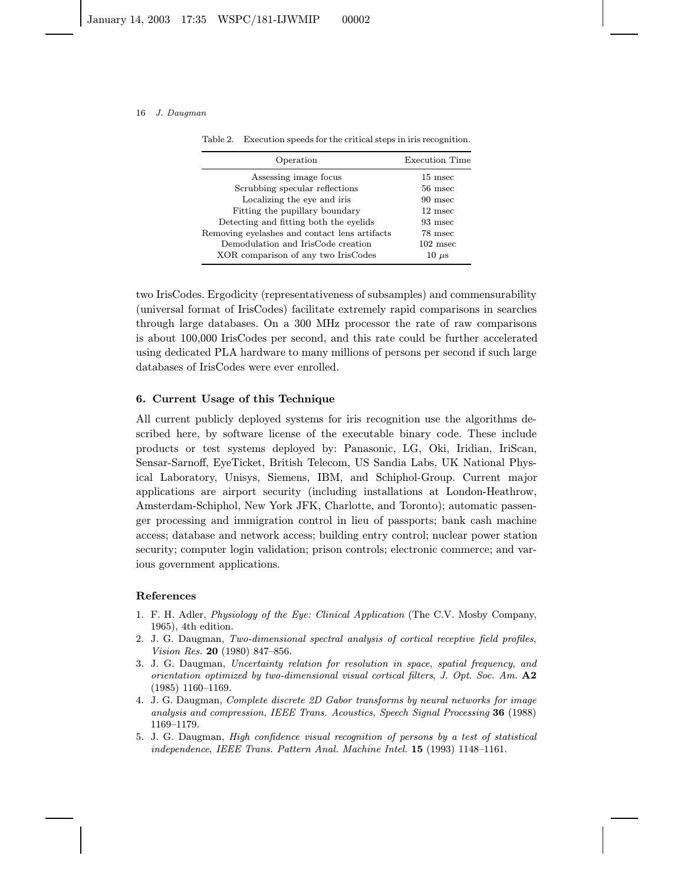Table 2. Execution speeds for the critical steps in iris recognition.

| Operation | Execution Time |
| --- | --- |
| Assessing image focus | 15 msec |
| Scrubbing specular reflections | 56 msec |
| Localizing the eye and iris | 90 msec |
| Fitting the pupillary boundary | 12 msec |
| Detecting and fitting both the eyelids | 93 msec |
| Removing eyelashes and contact lens artifacts | 78 msec |
| Demodulation and IrisCode creation | 102 msec |
| XOR comparison of any two IrisCodes | 10 $\mu$s |

two IrisCodes. Ergodicity (representativeness of subsamples) and commensurability (universal format of IrisCodes) facilitate extremely rapid comparisons in searches through large databases. On a 300 MHz processor the rate of raw comparisons is about 100,000 IrisCodes per second, and this rate could be further accelerated using dedicated PLA hardware to many millions of persons per second if such large databases of IrisCodes were ever enrolled.

## 6. Current Usage of this Technique

All current publicly deployed systems for iris recognition use the algorithms described here, by software license of the executable binary code. These include products or test systems deployed by: Panasonic, LG, Oki, Iridian, IriScan, Sensar-Sarnoff, EyeTicket, British Telecom, US Sandia Labs, UK National Physical Laboratory, Unisys, Siemens, IBM, and Schiphol-Group. Current major applications are airport security (including installations at London-Heathrow, Amsterdam-Schiphol, New York JFK, Charlotte, and Toronto); automatic passenger processing and immigration control in lieu of passports; bank cash machine access; database and network access; building entry control; nuclear power station security; computer login validation; prison controls; electronic commerce; and various government applications.

## References

1. F. H. Adler, *Physiology of the Eye: Clinical Application* (The C.V. Mosby Company, 1965), 4th edition.
2. J. G. Daugman, *Two-dimensional spectral analysis of cortical receptive field profiles*, *Vision Res.* **20** (1980) 847–856.
3. J. G. Daugman, *Uncertainty relation for resolution in space, spatial frequency, and orientation optimized by two-dimensional visual cortical filters*, *J. Opt. Soc. Am.* **A2** (1985) 1160–1169.
4. J. G. Daugman, *Complete discrete 2D Gabor transforms by neural networks for image analysis and compression*, *IEEE Trans. Acoustics, Speech Signal Processing* **36** (1988) 1169–1179.
5. J. G. Daugman, *High confidence visual recognition of persons by a test of statistical independence*, *IEEE Trans. Pattern Anal. Machine Intel.* **15** (1993) 1148–1161.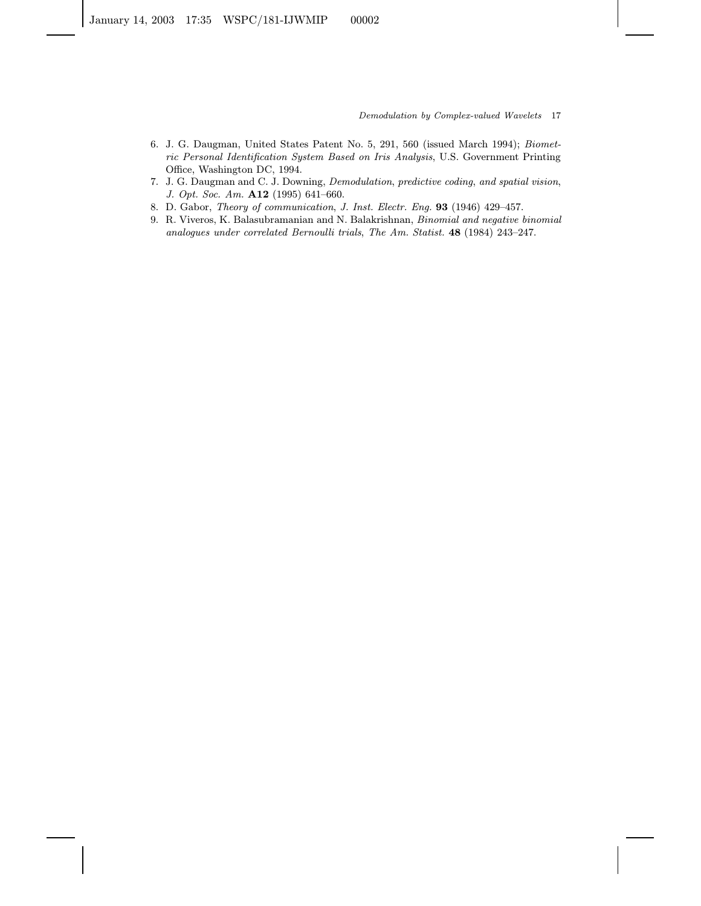6. J. G. Daugman, United States Patent No. 5, 291, 560 (issued March 1994); *Biometric Personal Identification System Based on Iris Analysis*, U.S. Government Printing Office, Washington DC, 1994.
7. J. G. Daugman and C. J. Downing, *Demodulation, predictive coding, and spatial vision*, *J. Opt. Soc. Am.* **A12** (1995) 641–660.
8. D. Gabor, *Theory of communication*, *J. Inst. Electr. Eng.* **93** (1946) 429–457.
9. R. Viveros, K. Balasubramanian and N. Balakrishnan, *Binomial and negative binomial analogues under correlated Bernoulli trials*, *The Am. Statist.* **48** (1984) 243–247.